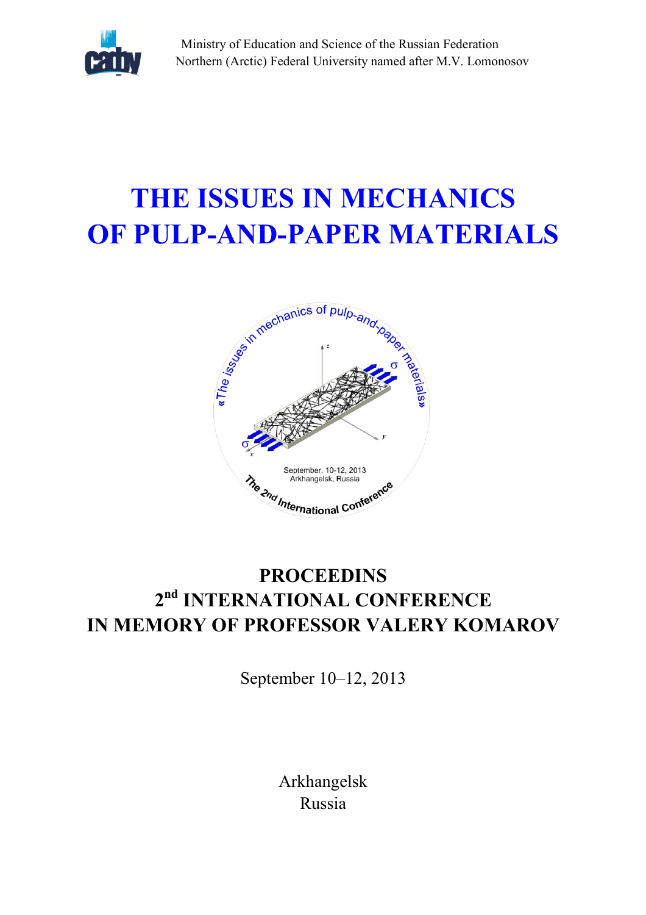Ministry of Education and Science of the Russian Federation
Northern (Arctic) Federal University named after M.V. Lomonosov

# THE ISSUES IN MECHANICS OF PULP-AND-PAPER MATERIALS

## PROCEEDINS
## 2nd INTERNATIONAL CONFERENCE
## IN MEMORY OF PROFESSOR VALERY KOMAROV

September 10–12, 2013

Arkhangelsk
Russia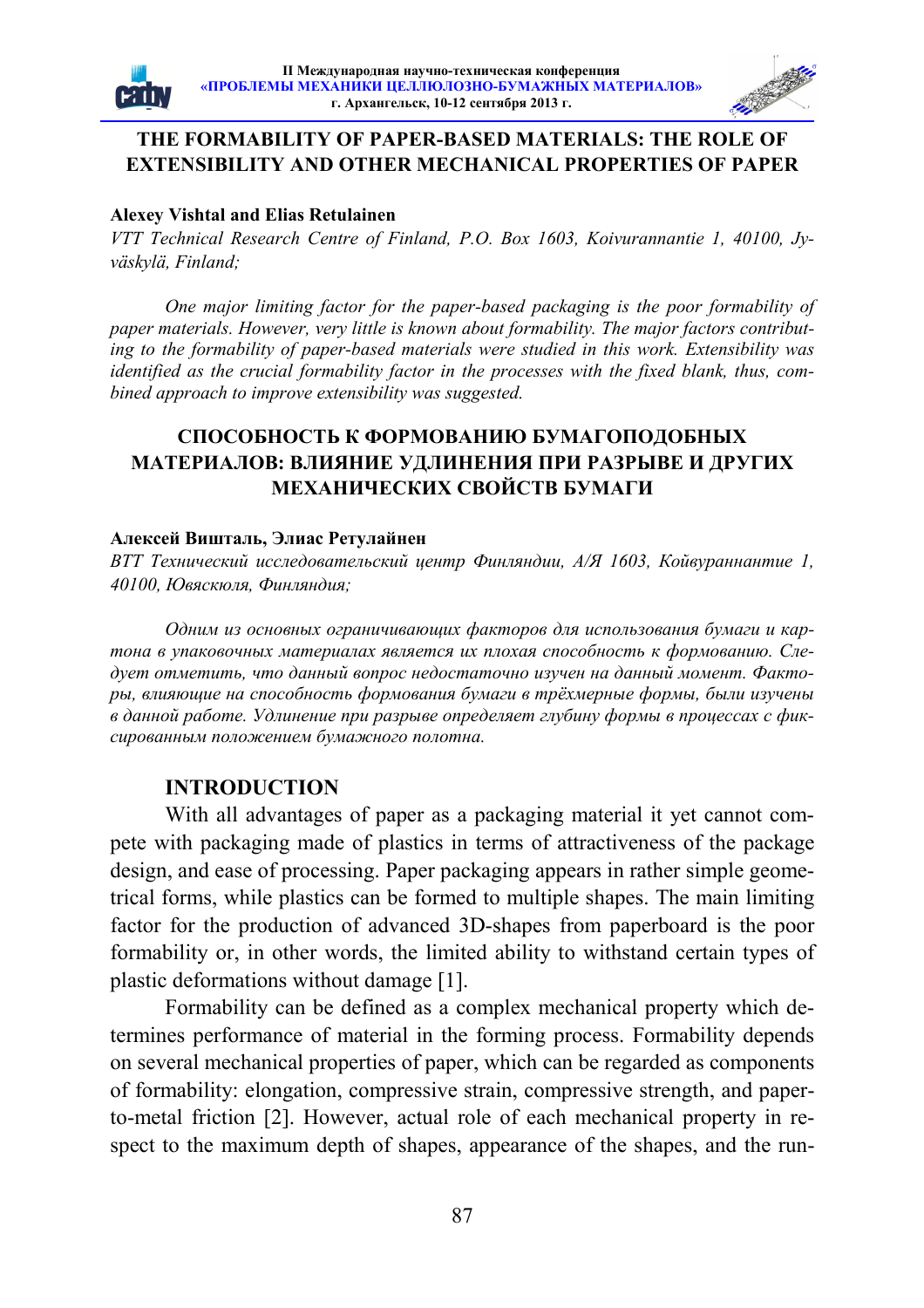# THE FORMABILITY OF PAPER-BASED MATERIALS: THE ROLE OF EXTENSIBILITY AND OTHER MECHANICAL PROPERTIES OF PAPER

**Alexey Vishtal and Elias Retulainen**

*VTT Technical Research Centre of Finland, P.O. Box 1603, Koivurannantie 1, 40100, Jyväskylä, Finland;*

*One major limiting factor for the paper-based packaging is the poor formability of paper materials. However, very little is known about formability. The major factors contributing to the formability of paper-based materials were studied in this work. Extensibility was identified as the crucial formability factor in the processes with the fixed blank, thus, combined approach to improve extensibility was suggested.*

# СПОСОБНОСТЬ К ФОРМОВАНИЮ БУМАГОПОДОБНЫХ МАТЕРИАЛОВ: ВЛИЯНИЕ УДЛИНЕНИЯ ПРИ РАЗРЫВЕ И ДРУГИХ МЕХАНИЧЕСКИХ СВОЙСТВ БУМАГИ

**Алексей Вишталь, Элиас Ретулайнен**

*ВТТ Технический исследовательский центр Финляндии, А/Я 1603, Койвураннантие 1, 40100, Ювяскюля, Финляндия;*

*Одним из основных ограничивающих факторов для использования бумаги и картона в упаковочных материалах является их плохая способность к формованию. Следует отметить, что данный вопрос недостаточно изучен на данный момент. Факторы, влияющие на способность формования бумаги в трёхмерные формы, были изучены в данной работе. Удлинение при разрыве определяет глубину формы в процессах с фиксированным положением бумажного полотна.*

## INTRODUCTION

With all advantages of paper as a packaging material it yet cannot compete with packaging made of plastics in terms of attractiveness of the package design, and ease of processing. Paper packaging appears in rather simple geometrical forms, while plastics can be formed to multiple shapes. The main limiting factor for the production of advanced 3D-shapes from paperboard is the poor formability or, in other words, the limited ability to withstand certain types of plastic deformations without damage [1].

Formability can be defined as a complex mechanical property which determines performance of material in the forming process. Formability depends on several mechanical properties of paper, which can be regarded as components of formability: elongation, compressive strain, compressive strength, and paper-to-metal friction [2]. However, actual role of each mechanical property in respect to the maximum depth of shapes, appearance of the shapes, and the run-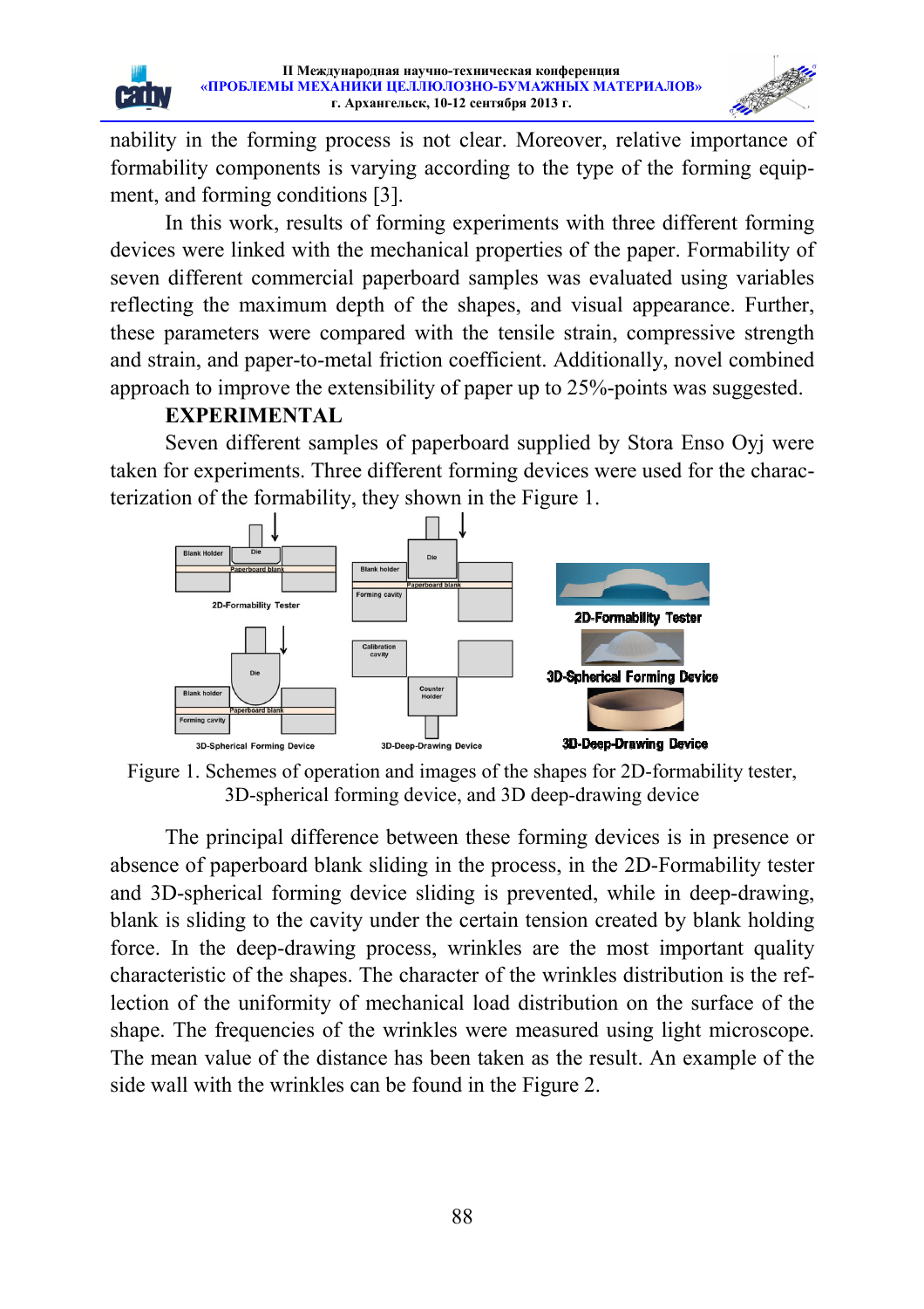nability in the forming process is not clear. Moreover, relative importance of formability components is varying according to the type of the forming equipment, and forming conditions [3].

In this work, results of forming experiments with three different forming devices were linked with the mechanical properties of the paper. Formability of seven different commercial paperboard samples was evaluated using variables reflecting the maximum depth of the shapes, and visual appearance. Further, these parameters were compared with the tensile strain, compressive strength and strain, and paper-to-metal friction coefficient. Additionally, novel combined approach to improve the extensibility of paper up to 25%-points was suggested.

## EXPERIMENTAL

Seven different samples of paperboard supplied by Stora Enso Oyj were taken for experiments. Three different forming devices were used for the characterization of the formability, they shown in the Figure 1.

Figure 1. Schemes of operation and images of the shapes for 2D-formability tester, 3D-spherical forming device, and 3D deep-drawing device

The principal difference between these forming devices is in presence or absence of paperboard blank sliding in the process, in the 2D-Formability tester and 3D-spherical forming device sliding is prevented, while in deep-drawing, blank is sliding to the cavity under the certain tension created by blank holding force. In the deep-drawing process, wrinkles are the most important quality characteristic of the shapes. The character of the wrinkles distribution is the reflection of the uniformity of mechanical load distribution on the surface of the shape. The frequencies of the wrinkles were measured using light microscope. The mean value of the distance has been taken as the result. An example of the side wall with the wrinkles can be found in the Figure 2.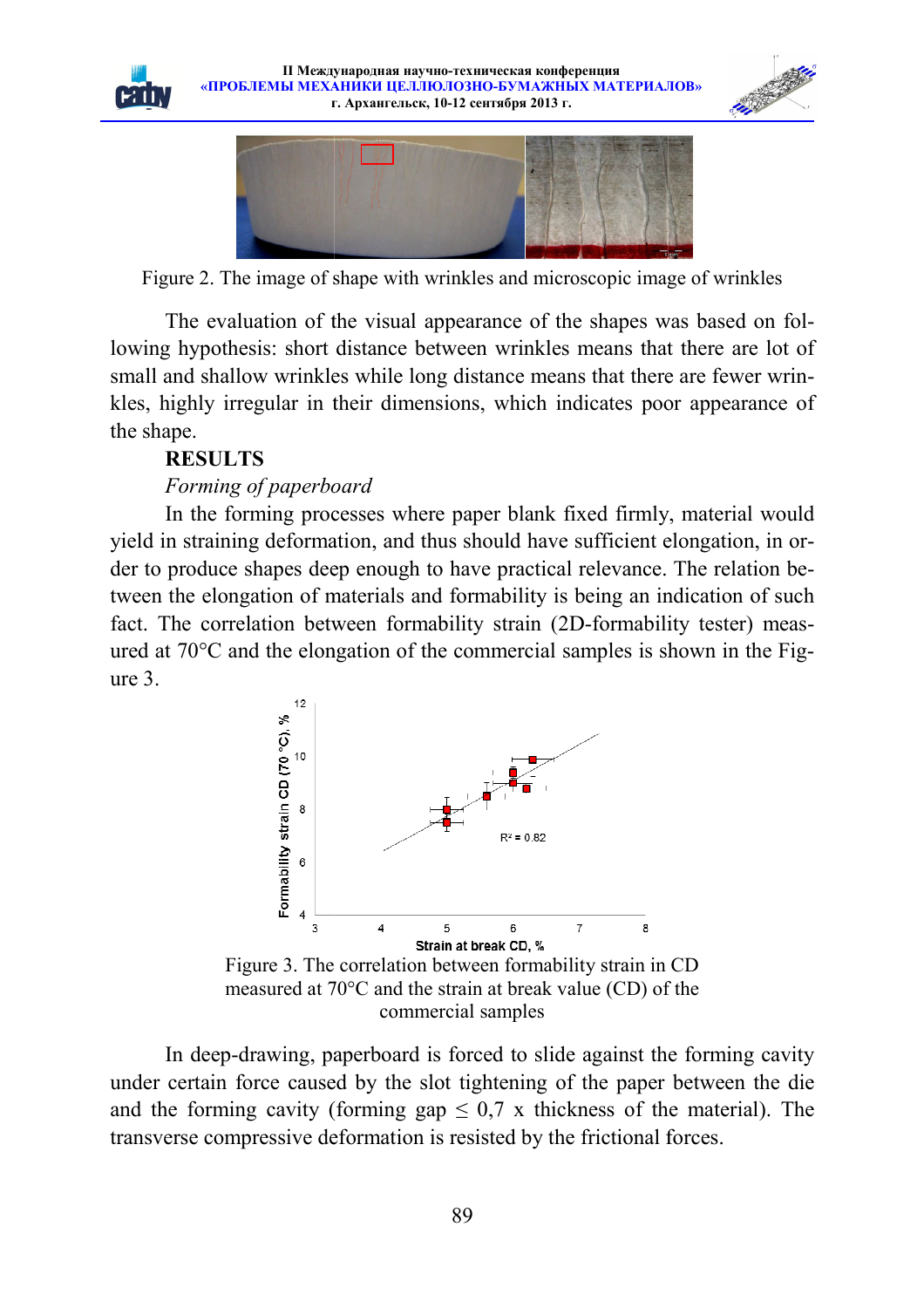Figure 2. The image of shape with wrinkles and microscopic image of wrinkles

The evaluation of the visual appearance of the shapes was based on following hypothesis: short distance between wrinkles means that there are lot of small and shallow wrinkles while long distance means that there are fewer wrinkles, highly irregular in their dimensions, which indicates poor appearance of the shape.

**RESULTS**

*Forming of paperboard*

In the forming processes where paper blank fixed firmly, material would yield in straining deformation, and thus should have sufficient elongation, in order to produce shapes deep enough to have practical relevance. The relation between the elongation of materials and formability is being an indication of such fact. The correlation between formability strain (2D-formability tester) measured at 70°C and the elongation of the commercial samples is shown in the Figure 3.

Figure 3. The correlation between formability strain in CD measured at 70°C and the strain at break value (CD) of the commercial samples

In deep-drawing, paperboard is forced to slide against the forming cavity under certain force caused by the slot tightening of the paper between the die and the forming cavity (forming gap $\leq$ 0,7 x thickness of the material). The transverse compressive deformation is resisted by the frictional forces.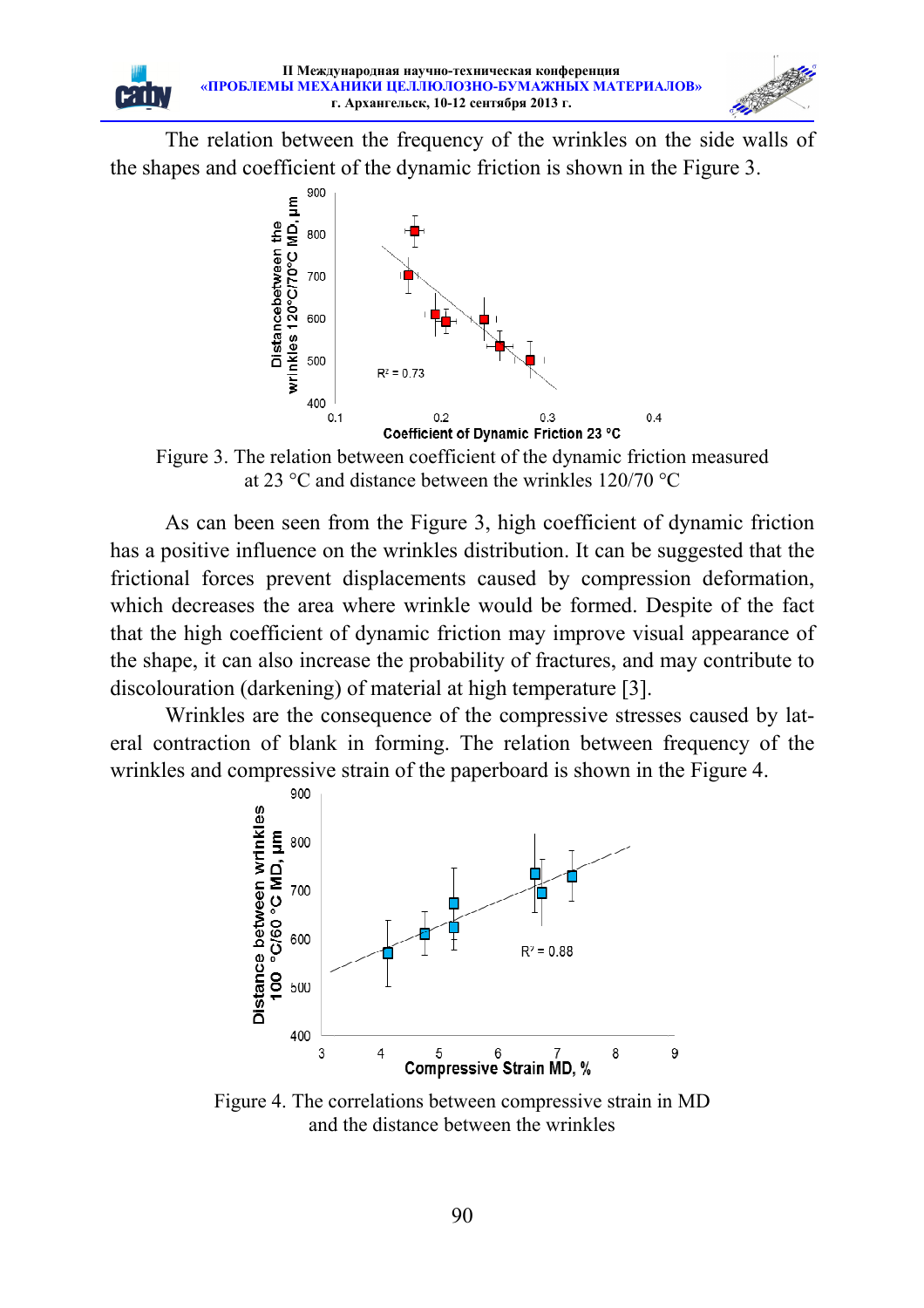The relation between the frequency of the wrinkles on the side walls of the shapes and coefficient of the dynamic friction is shown in the Figure 3.

Figure 3. The relation between coefficient of the dynamic friction measured at 23 °C and distance between the wrinkles 120/70 °C

As can been seen from the Figure 3, high coefficient of dynamic friction has a positive influence on the wrinkles distribution. It can be suggested that the frictional forces prevent displacements caused by compression deformation, which decreases the area where wrinkle would be formed. Despite of the fact that the high coefficient of dynamic friction may improve visual appearance of the shape, it can also increase the probability of fractures, and may contribute to discolouration (darkening) of material at high temperature [3].

Wrinkles are the consequence of the compressive stresses caused by lateral contraction of blank in forming. The relation between frequency of the wrinkles and compressive strain of the paperboard is shown in the Figure 4.

Figure 4. The correlations between compressive strain in MD and the distance between the wrinkles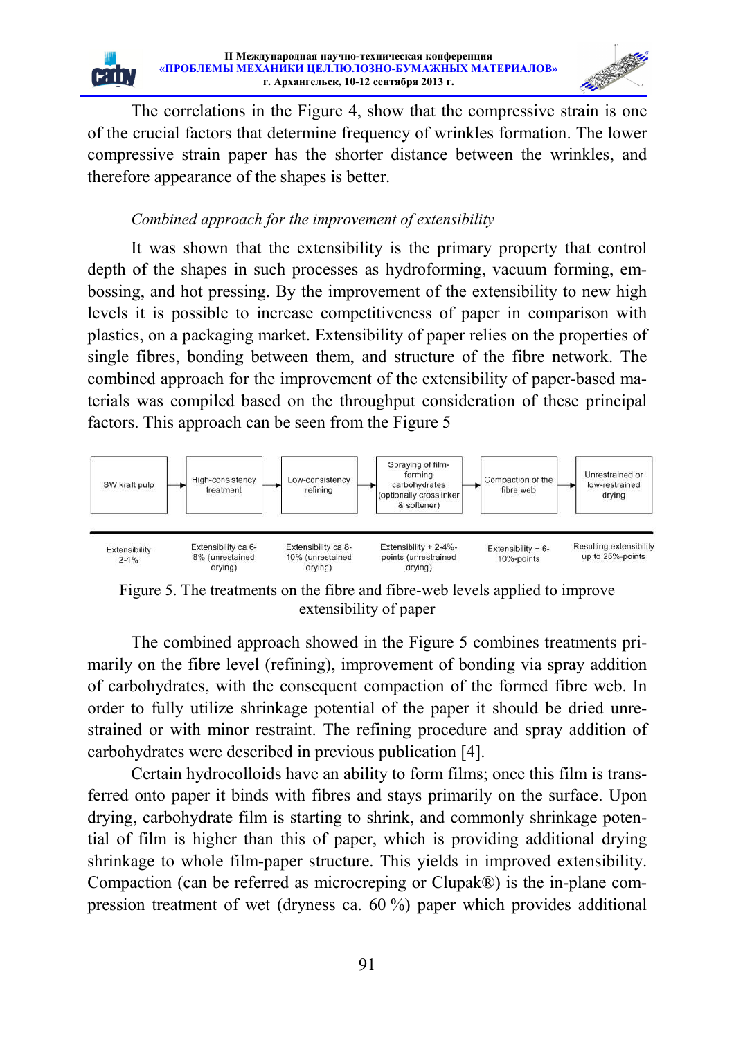The correlations in the Figure 4, show that the compressive strain is one of the crucial factors that determine frequency of wrinkles formation. The lower compressive strain paper has the shorter distance between the wrinkles, and therefore appearance of the shapes is better.

*Combined approach for the improvement of extensibility*

It was shown that the extensibility is the primary property that control depth of the shapes in such processes as hydroforming, vacuum forming, embossing, and hot pressing. By the improvement of the extensibility to new high levels it is possible to increase competitiveness of paper in comparison with plastics, on a packaging market. Extensibility of paper relies on the properties of single fibres, bonding between them, and structure of the fibre network. The combined approach for the improvement of the extensibility of paper-based materials was compiled based on the throughput consideration of these principal factors. This approach can be seen from the Figure 5

| SW kraft pulp | → High-consistency treatment | → Low-consistency refining | → Spraying of film-forming carbohydrates (optionally crosslinker & softener) | → Compaction of the fibre web | → Unrestrained or low-restrained drying |
|---|---|---|---|---|---|
| Extensibility 2-4% | Extensibility ca 6-8% (unrestained drying) | Extensibility ca 8-10% (unrestained drying) | Extensibility + 2-4%-points (unrestrained drying) | Extensibility + 6-10%-points | Resulting extensibility up to 25%-points |

Figure 5. The treatments on the fibre and fibre-web levels applied to improve extensibility of paper

The combined approach showed in the Figure 5 combines treatments primarily on the fibre level (refining), improvement of bonding via spray addition of carbohydrates, with the consequent compaction of the formed fibre web. In order to fully utilize shrinkage potential of the paper it should be dried unrestrained or with minor restraint. The refining procedure and spray addition of carbohydrates were described in previous publication [4].

Certain hydrocolloids have an ability to form films; once this film is transferred onto paper it binds with fibres and stays primarily on the surface. Upon drying, carbohydrate film is starting to shrink, and commonly shrinkage potential of film is higher than this of paper, which is providing additional drying shrinkage to whole film-paper structure. This yields in improved extensibility. Compaction (can be referred as microcreping or Clupak®) is the in-plane compression treatment of wet (dryness ca. 60 %) paper which provides additional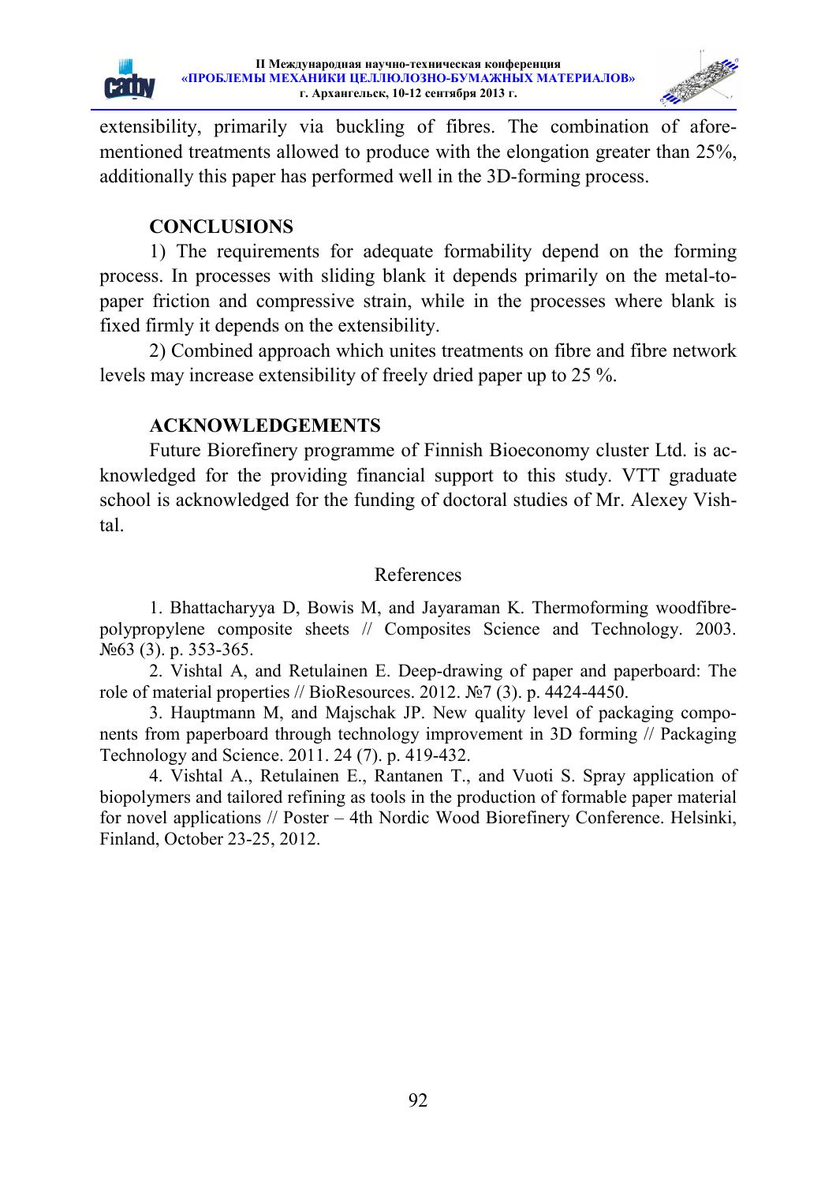extensibility, primarily via buckling of fibres. The combination of aforementioned treatments allowed to produce with the elongation greater than 25%, additionally this paper has performed well in the 3D-forming process.

## CONCLUSIONS

1) The requirements for adequate formability depend on the forming process. In processes with sliding blank it depends primarily on the metal-to-paper friction and compressive strain, while in the processes where blank is fixed firmly it depends on the extensibility.

2) Combined approach which unites treatments on fibre and fibre network levels may increase extensibility of freely dried paper up to 25 %.

## ACKNOWLEDGEMENTS

Future Biorefinery programme of Finnish Bioeconomy cluster Ltd. is acknowledged for the providing financial support to this study. VTT graduate school is acknowledged for the funding of doctoral studies of Mr. Alexey Vishtal.

## References

1. Bhattacharyya D, Bowis M, and Jayaraman K. Thermoforming woodfibre-polypropylene composite sheets // Composites Science and Technology. 2003. №63 (3). p. 353-365.
2. Vishtal A, and Retulainen E. Deep-drawing of paper and paperboard: The role of material properties // BioResources. 2012. №7 (3). p. 4424-4450.
3. Hauptmann M, and Majschak JP. New quality level of packaging components from paperboard through technology improvement in 3D forming // Packaging Technology and Science. 2011. 24 (7). p. 419-432.
4. Vishtal A., Retulainen E., Rantanen T., and Vuoti S. Spray application of biopolymers and tailored refining as tools in the production of formable paper material for novel applications // Poster – 4th Nordic Wood Biorefinery Conference. Helsinki, Finland, October 23-25, 2012.